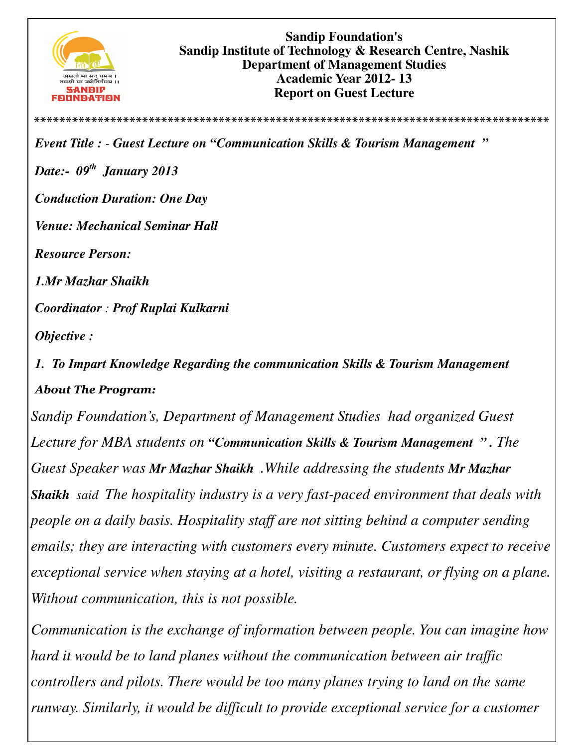**Sandip Foundation's**
**Sandip Institute of Technology & Research Centre, Nashik**
**Department of Management Studies**
**Academic Year 2012- 13**
**Report on Guest Lecture**

*********************************************************************************

***Event Title : - Guest Lecture on "Communication Skills & Tourism Management "***

***Date:- 09th January 2013***

***Conduction Duration: One Day***

***Venue: Mechanical Seminar Hall***

***Resource Person:***

***1.Mr Mazhar Shaikh***

***Coordinator : Prof Ruplai Kulkarni***

***Objective :***

***1. To Impart Knowledge Regarding the communication Skills & Tourism Management***

***About The Program:***

*Sandip Foundation's, Department of Management Studies had organized Guest Lecture for MBA students on **"Communication Skills & Tourism Management " .** The Guest Speaker was **Mr Mazhar Shaikh** .While addressing the students **Mr Mazhar Shaikh** said The hospitality industry is a very fast-paced environment that deals with people on a daily basis. Hospitality staff are not sitting behind a computer sending emails; they are interacting with customers every minute. Customers expect to receive exceptional service when staying at a hotel, visiting a restaurant, or flying on a plane. Without communication, this is not possible.*

*Communication is the exchange of information between people. You can imagine how hard it would be to land planes without the communication between air traffic controllers and pilots. There would be too many planes trying to land on the same runway. Similarly, it would be difficult to provide exceptional service for a customer*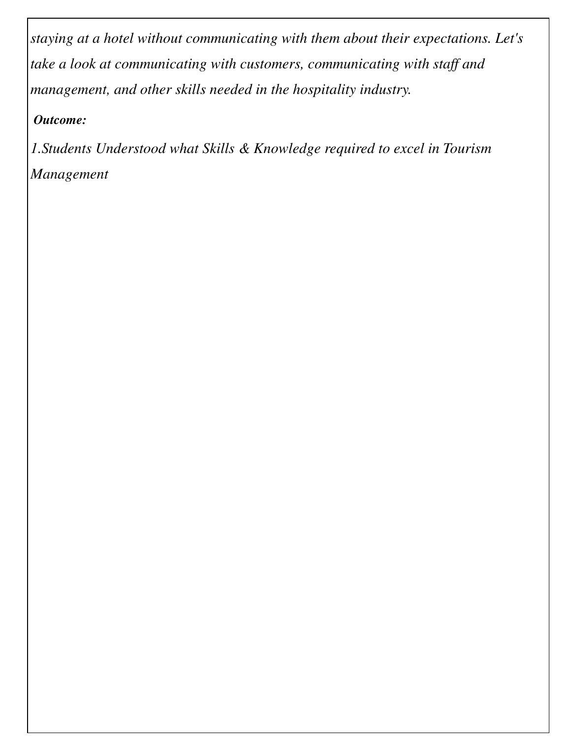*staying at a hotel without communicating with them about their expectations. Let's take a look at communicating with customers, communicating with staff and management, and other skills needed in the hospitality industry.*

***Outcome:***

*1.Students Understood what Skills & Knowledge required to excel in Tourism Management*